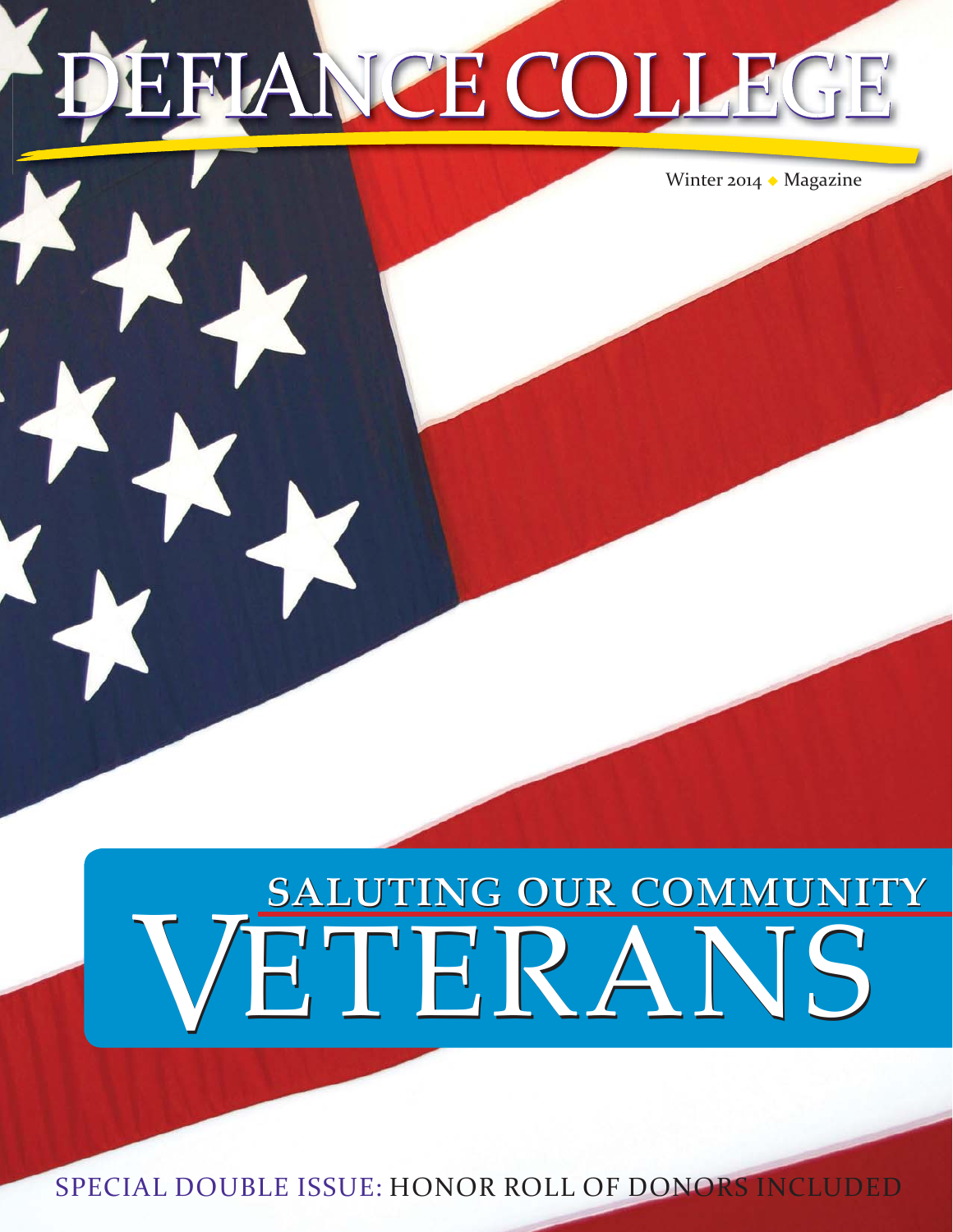# DEFIANCE COLLEGE

Winter 2014 ◆ Magazine

## SALUTING OUR COMMUNITY VETERANS

SPECIAL DOUBLE ISSUE: HONOR ROLL OF DONORS INCLUDED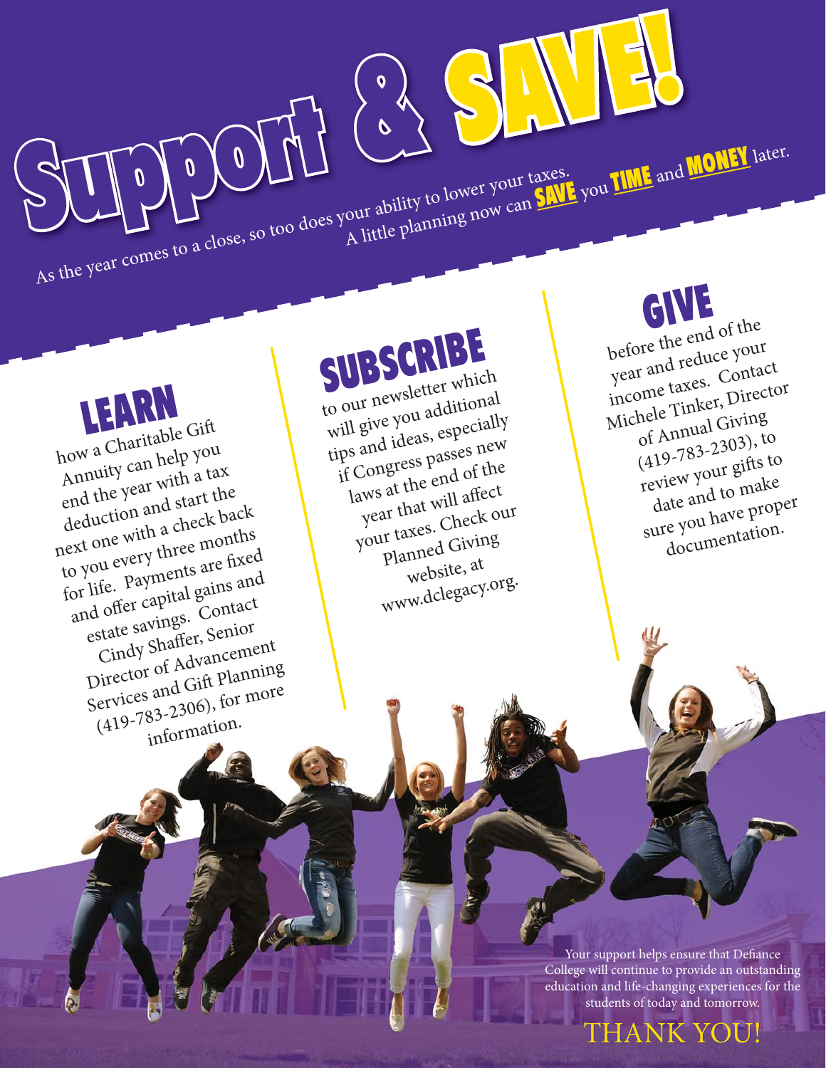# Support & SAVE!

As the year comes to a close, so too does your ability to lower your taxes. A little planning now can **SAVE** you **TIME** and **MONEY** later.

## LEARN

how a Charitable Gift Annuity can help you end the year with a tax deduction and start the next one with a check back to you every three months for life. Payments are fixed and offer capital gains and estate savings. Contact Cindy Shaffer, Senior Director of Advancement Services and Gift Planning (419-783-2306), for more information.

## SUBSCRIBE

to our newsletter which will give you additional tips and ideas, especially if Congress passes new laws at the end of the year that will affect your taxes. Check our Planned Giving website, at www.dclegacy.org.

## GIVE

before the end of the year and reduce your income taxes. Contact Michele Tinker, Director of Annual Giving (419-783-2303), to review your gifts to date and to make sure you have proper documentation.

Your support helps ensure that Defiance College will continue to provide an outstanding education and life-changing experiences for the students of today and tomorrow.

THANK YOU!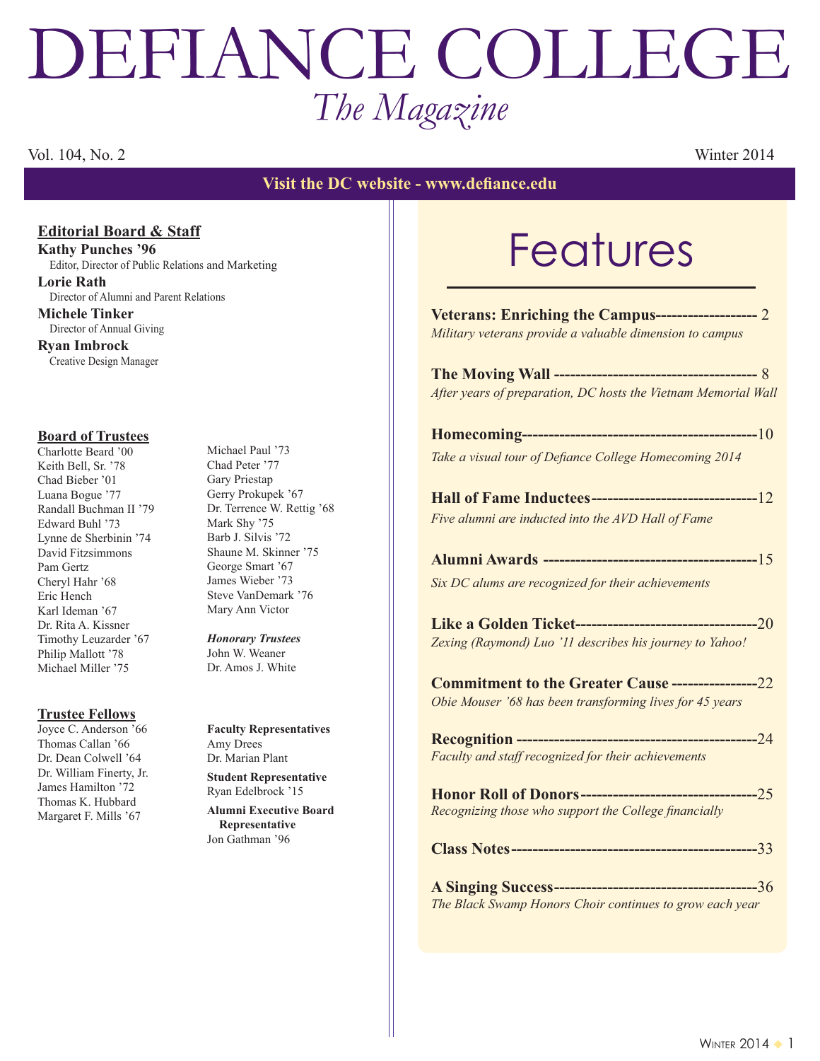# DEFIANCE COLLEGE

## *The Magazine*

Vol. 104, No. 2 Winter 2014

**Visit the DC website - www.defiance.edu**

### Editorial Board & Staff

**Kathy Punches '96**
Editor, Director of Public Relations and Marketing

**Lorie Rath**
Director of Alumni and Parent Relations

**Michele Tinker**
Director of Annual Giving

**Ryan Imbrock**
Creative Design Manager

### Board of Trustees

Charlotte Beard '00
Keith Bell, Sr. '78
Chad Bieber '01
Luana Bogue '77
Randall Buchman II '79
Edward Buhl '73
Lynne de Sherbinin '74
David Fitzsimmons
Pam Gertz
Cheryl Hahr '68
Eric Hench
Karl Ideman '67
Dr. Rita A. Kissner
Timothy Leuzarder '67
Philip Mallott '78
Michael Miller '75
Michael Paul '73
Chad Peter '77
Gary Priestap
Gerry Prokupek '67
Dr. Terrence W. Rettig '68
Mark Shy '75
Barb J. Silvis '72
Shaune M. Skinner '75
George Smart '67
James Wieber '73
Steve VanDemark '76
Mary Ann Victor

***Honorary Trustees***
John W. Weaner
Dr. Amos J. White

### Trustee Fellows

Joyce C. Anderson '66
Thomas Callan '66
Dr. Dean Colwell '64
Dr. William Finerty, Jr.
James Hamilton '72
Thomas K. Hubbard
Margaret F. Mills '67

**Faculty Representatives**
Amy Drees
Dr. Marian Plant

**Student Representative**
Ryan Edelbrock '15

**Alumni Executive Board Representative**
Jon Gathman '96

# Features

**Veterans: Enriching the Campus**------------------- 2
*Military veterans provide a valuable dimension to campus*

**The Moving Wall** -------------------------------------- 8
*After years of preparation, DC hosts the Vietnam Memorial Wall*

**Homecoming**--------------------------------------------10
*Take a visual tour of Defiance College Homecoming 2014*

**Hall of Fame Inductees**-------------------------------12
*Five alumni are inducted into the AVD Hall of Fame*

**Alumni Awards** ----------------------------------------15
*Six DC alums are recognized for their achievements*

**Like a Golden Ticket**----------------------------------20
*Zexing (Raymond) Luo '11 describes his journey to Yahoo!*

**Commitment to the Greater Cause** ----------------22
*Obie Mouser '68 has been transforming lives for 45 years*

**Recognition** --------------------------------------------24
*Faculty and staff recognized for their achievements*

**Honor Roll of Donors**---------------------------------25
*Recognizing those who support the College financially*

**Class Notes**----------------------------------------------33

**A Singing Success**--------------------------------------36
*The Black Swamp Honors Choir continues to grow each year*